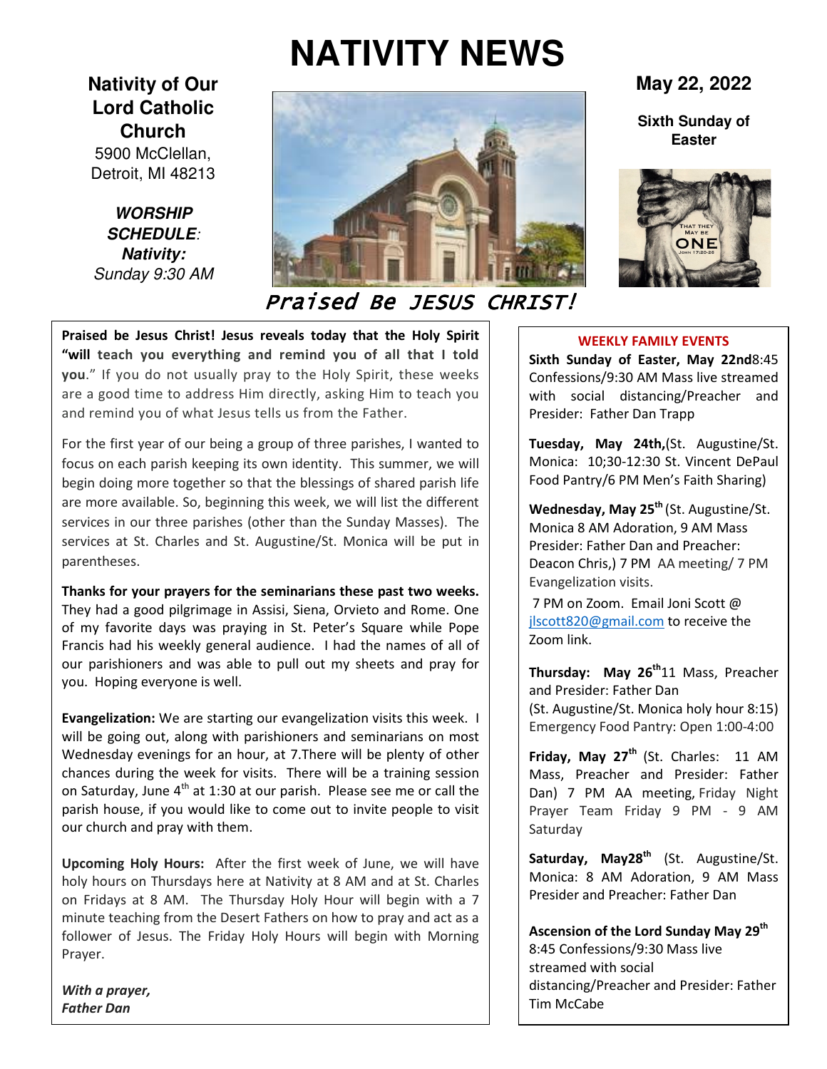# NATIVITY NEWS

**Nativity of Our Lord Catholic Church**
5900 McClellan,
Detroit, MI 48213

***WORSHIP SCHEDULE**:*
***Nativity:***
*Sunday 9:30 AM*

**May 22, 2022**

**Sixth Sunday of Easter**

Praised Be JESUS CHRIST!

**Praised be Jesus Christ! Jesus reveals today that the Holy Spirit "will teach you everything and remind you of all that I told you**." If you do not usually pray to the Holy Spirit, these weeks are a good time to address Him directly, asking Him to teach you and remind you of what Jesus tells us from the Father.

For the first year of our being a group of three parishes, I wanted to focus on each parish keeping its own identity. This summer, we will begin doing more together so that the blessings of shared parish life are more available. So, beginning this week, we will list the different services in our three parishes (other than the Sunday Masses). The services at St. Charles and St. Augustine/St. Monica will be put in parentheses.

**Thanks for your prayers for the seminarians these past two weeks.** They had a good pilgrimage in Assisi, Siena, Orvieto and Rome. One of my favorite days was praying in St. Peter's Square while Pope Francis had his weekly general audience. I had the names of all of our parishioners and was able to pull out my sheets and pray for you. Hoping everyone is well.

**Evangelization:** We are starting our evangelization visits this week. I will be going out, along with parishioners and seminarians on most Wednesday evenings for an hour, at 7.There will be plenty of other chances during the week for visits. There will be a training session on Saturday, June 4th at 1:30 at our parish. Please see me or call the parish house, if you would like to come out to invite people to visit our church and pray with them.

**Upcoming Holy Hours:** After the first week of June, we will have holy hours on Thursdays here at Nativity at 8 AM and at St. Charles on Fridays at 8 AM. The Thursday Holy Hour will begin with a 7 minute teaching from the Desert Fathers on how to pray and act as a follower of Jesus. The Friday Holy Hours will begin with Morning Prayer.

***With a prayer,***
***Father Dan***

## WEEKLY FAMILY EVENTS

**Sixth Sunday of Easter, May 22nd**8:45 Confessions/9:30 AM Mass live streamed with social distancing/Preacher and Presider: Father Dan Trapp

**Tuesday, May 24th,**(St. Augustine/St. Monica: 10;30-12:30 St. Vincent DePaul Food Pantry/6 PM Men's Faith Sharing)

**Wednesday, May 25th** (St. Augustine/St. Monica 8 AM Adoration, 9 AM Mass Presider: Father Dan and Preacher: Deacon Chris,) 7 PM AA meeting/ 7 PM Evangelization visits.
7 PM on Zoom. Email Joni Scott @ jlscott820@gmail.com to receive the Zoom link.

**Thursday: May 26th**11 Mass, Preacher and Presider: Father Dan
(St. Augustine/St. Monica holy hour 8:15)
Emergency Food Pantry: Open 1:00-4:00

**Friday, May 27th** (St. Charles: 11 AM Mass, Preacher and Presider: Father Dan) 7 PM AA meeting, Friday Night Prayer Team Friday 9 PM - 9 AM Saturday

**Saturday, May28th** (St. Augustine/St. Monica: 8 AM Adoration, 9 AM Mass Presider and Preacher: Father Dan

**Ascension of the Lord Sunday May 29th**
8:45 Confessions/9:30 Mass live streamed with social distancing/Preacher and Presider: Father Tim McCabe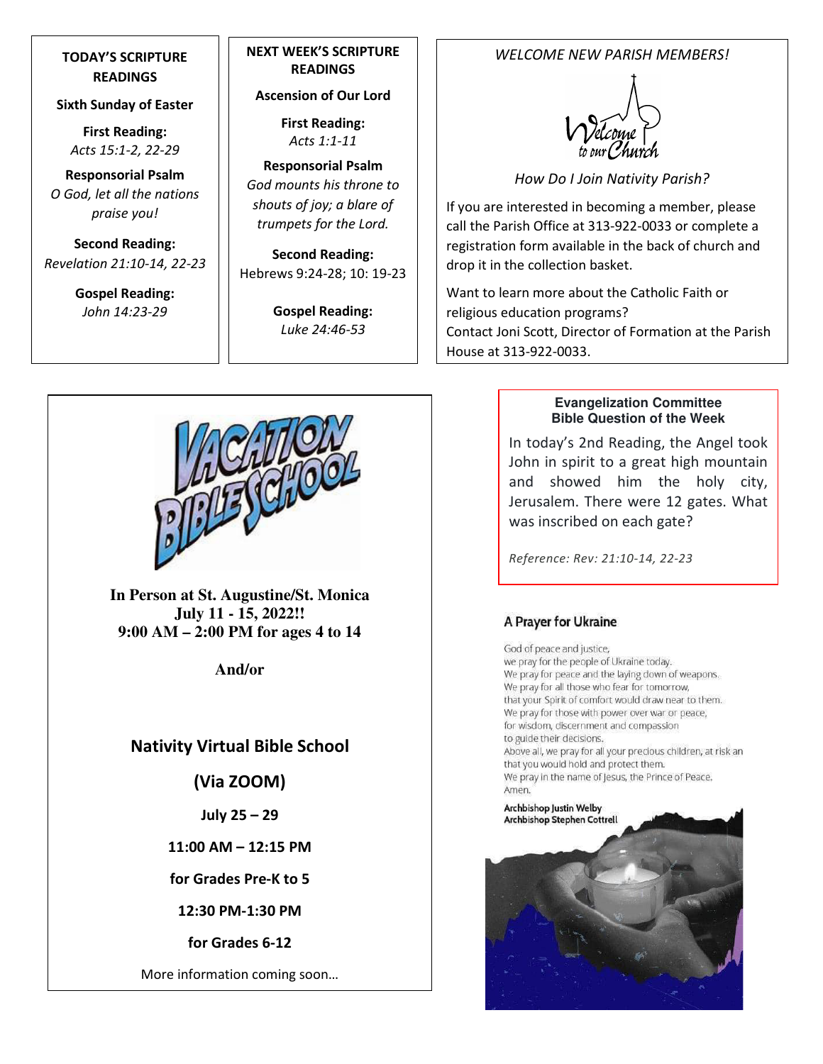## TODAY'S SCRIPTURE READINGS

**Sixth Sunday of Easter**

**First Reading:**
*Acts 15:1-2, 22-29*

**Responsorial Psalm**
*O God, let all the nations praise you!*

**Second Reading:**
*Revelation 21:10-14, 22-23*

**Gospel Reading:**
*John 14:23-29*

## NEXT WEEK'S SCRIPTURE READINGS

**Ascension of Our Lord**

**First Reading:**
*Acts 1:1-11*

**Responsorial Psalm**
*God mounts his throne to shouts of joy; a blare of trumpets for the Lord.*

**Second Reading:**
Hebrews 9:24-28; 10: 19-23

**Gospel Reading:**
*Luke 24:46-53*

## *WELCOME NEW PARISH MEMBERS!*

Welcome to our Church

*How Do I Join Nativity Parish?*

If you are interested in becoming a member, please call the Parish Office at 313-922-0033 or complete a registration form available in the back of church and drop it in the collection basket.

Want to learn more about the Catholic Faith or religious education programs?
Contact Joni Scott, Director of Formation at the Parish House at 313-922-0033.

## VACATION BIBLE SCHOOL

**In Person at St. Augustine/St. Monica**
**July 11 - 15, 2022!!**
**9:00 AM – 2:00 PM for ages 4 to 14**

**And/or**

**Nativity Virtual Bible School**

**(Via ZOOM)**

**July 25 – 29**

**11:00 AM – 12:15 PM**

**for Grades Pre-K to 5**

**12:30 PM-1:30 PM**

**for Grades 6-12**

More information coming soon…

## Evangelization Committee Bible Question of the Week

In today's 2nd Reading, the Angel took John in spirit to a great high mountain and showed him the holy city, Jerusalem. There were 12 gates. What was inscribed on each gate?

*Reference: Rev: 21:10-14, 22-23*

## A Prayer for Ukraine

God of peace and justice,
we pray for the people of Ukraine today.
We pray for peace and the laying down of weapons.
We pray for all those who fear for tomorrow,
that your Spirit of comfort would draw near to them.
We pray for those with power over war or peace,
for wisdom, discernment and compassion
to guide their decisions.
Above all, we pray for all your precious children, at risk an
that you would hold and protect them.
We pray in the name of Jesus, the Prince of Peace.
Amen.

**Archbishop Justin Welby**
**Archbishop Stephen Cottrell**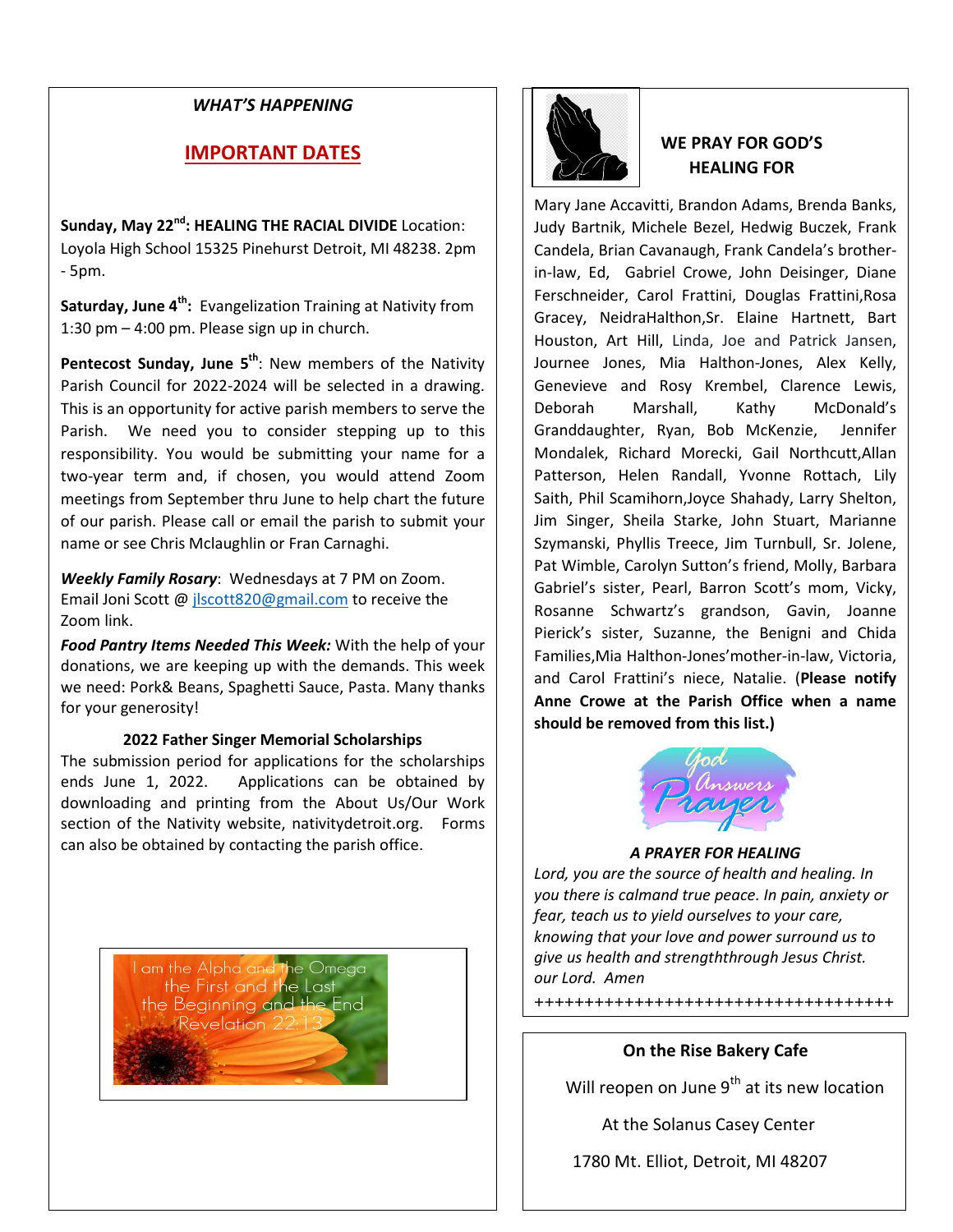## *WHAT'S HAPPENING*

## IMPORTANT DATES

**Sunday, May 22nd: HEALING THE RACIAL DIVIDE** Location: Loyola High School 15325 Pinehurst Detroit, MI 48238. 2pm - 5pm.

**Saturday, June 4th:** Evangelization Training at Nativity from 1:30 pm – 4:00 pm. Please sign up in church.

**Pentecost Sunday, June 5th**: New members of the Nativity Parish Council for 2022-2024 will be selected in a drawing. This is an opportunity for active parish members to serve the Parish. We need you to consider stepping up to this responsibility. You would be submitting your name for a two-year term and, if chosen, you would attend Zoom meetings from September thru June to help chart the future of our parish. Please call or email the parish to submit your name or see Chris Mclaughlin or Fran Carnaghi.

***Weekly Family Rosary***: Wednesdays at 7 PM on Zoom. Email Joni Scott @ jlscott820@gmail.com to receive the Zoom link.

***Food Pantry Items Needed This Week:*** With the help of your donations, we are keeping up with the demands. This week we need: Pork& Beans, Spaghetti Sauce, Pasta. Many thanks for your generosity!

**2022 Father Singer Memorial Scholarships**

The submission period for applications for the scholarships ends June 1, 2022. Applications can be obtained by downloading and printing from the About Us/Our Work section of the Nativity website, nativitydetroit.org. Forms can also be obtained by contacting the parish office.

I am the Alpha and the Omega
the First and the Last
the Beginning and the End
Revelation 22:13

## WE PRAY FOR GOD'S HEALING FOR

Mary Jane Accavitti, Brandon Adams, Brenda Banks, Judy Bartnik, Michele Bezel, Hedwig Buczek, Frank Candela, Brian Cavanaugh, Frank Candela's brother-in-law, Ed, Gabriel Crowe, John Deisinger, Diane Ferschneider, Carol Frattini, Douglas Frattini,Rosa Gracey, NeidraHalthon,Sr. Elaine Hartnett, Bart Houston, Art Hill, Linda, Joe and Patrick Jansen, Journee Jones, Mia Halthon-Jones, Alex Kelly, Genevieve and Rosy Krembel, Clarence Lewis, Deborah Marshall, Kathy McDonald's Granddaughter, Ryan, Bob McKenzie, Jennifer Mondalek, Richard Morecki, Gail Northcutt,Allan Patterson, Helen Randall, Yvonne Rottach, Lily Saith, Phil Scamihorn,Joyce Shahady, Larry Shelton, Jim Singer, Sheila Starke, John Stuart, Marianne Szymanski, Phyllis Treece, Jim Turnbull, Sr. Jolene, Pat Wimble, Carolyn Sutton's friend, Molly, Barbara Gabriel's sister, Pearl, Barron Scott's mom, Vicky, Rosanne Schwartz's grandson, Gavin, Joanne Pierick's sister, Suzanne, the Benigni and Chida Families,Mia Halthon-Jones'mother-in-law, Victoria, and Carol Frattini's niece, Natalie. (**Please notify Anne Crowe at the Parish Office when a name should be removed from this list.)**

God Answers Prayer

***A PRAYER FOR HEALING***

*Lord, you are the source of health and healing. In you there is calmand true peace. In pain, anxiety or fear, teach us to yield ourselves to your care, knowing that your love and power surround us to give us health and strengththrough Jesus Christ. our Lord. Amen*

++++++++++++++++++++++++++++++++++++

**On the Rise Bakery Cafe**

Will reopen on June 9th at its new location

At the Solanus Casey Center

1780 Mt. Elliot, Detroit, MI 48207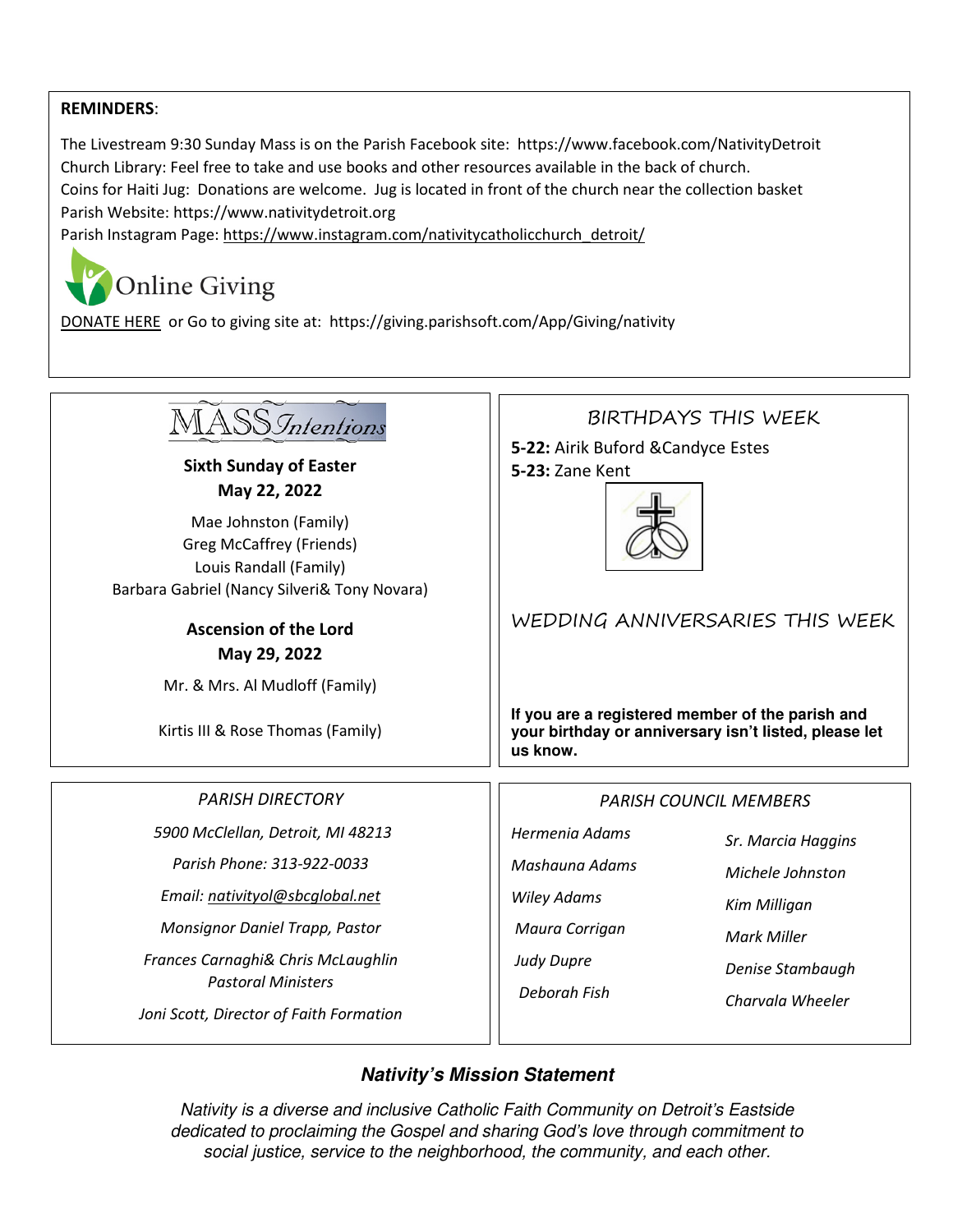**REMINDERS**:

The Livestream 9:30 Sunday Mass is on the Parish Facebook site: https://www.facebook.com/NativityDetroit
Church Library: Feel free to take and use books and other resources available in the back of church.
Coins for Haiti Jug: Donations are welcome. Jug is located in front of the church near the collection basket
Parish Website: https://www.nativitydetroit.org
Parish Instagram Page: https://www.instagram.com/nativitycatholicchurch_detroit/

Online Giving

DONATE HERE or Go to giving site at: https://giving.parishsoft.com/App/Giving/nativity

## MASS Intentions

**Sixth Sunday of Easter**
**May 22, 2022**

Mae Johnston (Family)
Greg McCaffrey (Friends)
Louis Randall (Family)
Barbara Gabriel (Nancy Silveri& Tony Novara)

**Ascension of the Lord**
**May 29, 2022**

Mr. & Mrs. Al Mudloff (Family)

Kirtis III & Rose Thomas (Family)

## BIRTHDAYS THIS WEEK

**5-22:** Airik Buford &Candyce Estes
**5-23:** Zane Kent

## WEDDING ANNIVERSARIES THIS WEEK

**If you are a registered member of the parish and your birthday or anniversary isn't listed, please let us know.**

## *PARISH DIRECTORY*

*5900 McClellan, Detroit, MI 48213*

*Parish Phone: 313-922-0033*

*Email: nativityol@sbcglobal.net*

*Monsignor Daniel Trapp, Pastor*

*Frances Carnaghi& Chris McLaughlin*
*Pastoral Ministers*

*Joni Scott, Director of Faith Formation*

## *PARISH COUNCIL MEMBERS*

*Hermenia Adams*
*Mashauna Adams*
*Wiley Adams*
*Maura Corrigan*
*Judy Dupre*
*Deborah Fish*
*Sr. Marcia Haggins*
*Michele Johnston*
*Kim Milligan*
*Mark Miller*
*Denise Stambaugh*
*Charvala Wheeler*

## ***Nativity's Mission Statement***

*Nativity is a diverse and inclusive Catholic Faith Community on Detroit's Eastside dedicated to proclaiming the Gospel and sharing God's love through commitment to social justice, service to the neighborhood, the community, and each other.*